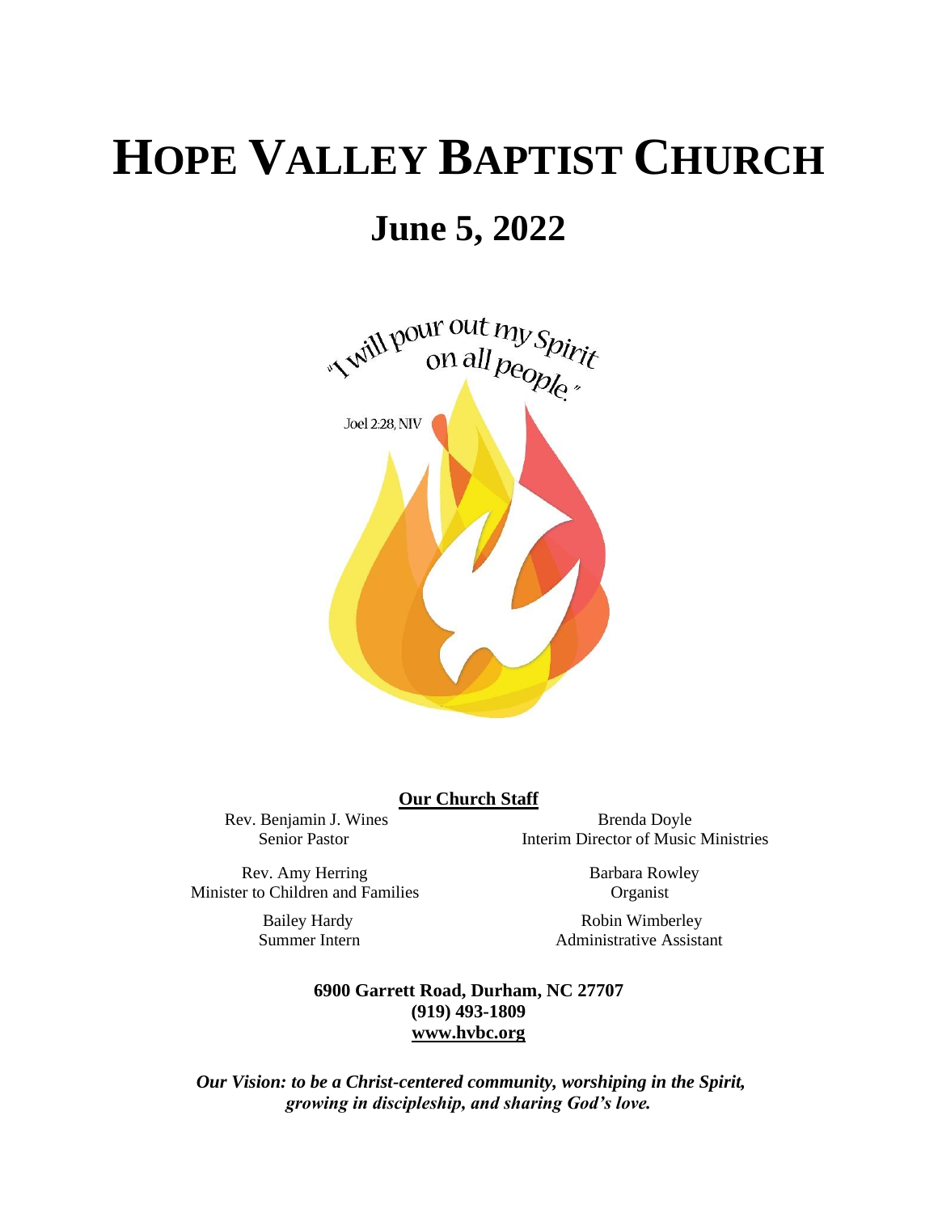# HOPE VALLEY BAPTIST CHURCH

## June 5, 2022

"I will pour out my Spirit on all people."

Joel 2:28, NIV

**Our Church Staff**

Rev. Benjamin J. Wines
Senior Pastor

Brenda Doyle
Interim Director of Music Ministries

Rev. Amy Herring
Minister to Children and Families

Barbara Rowley
Organist

Bailey Hardy
Summer Intern

Robin Wimberley
Administrative Assistant

**6900 Garrett Road, Durham, NC 27707**
**(919) 493-1809**
**www.hvbc.org**

***Our Vision: to be a Christ-centered community, worshiping in the Spirit, growing in discipleship, and sharing God's love.***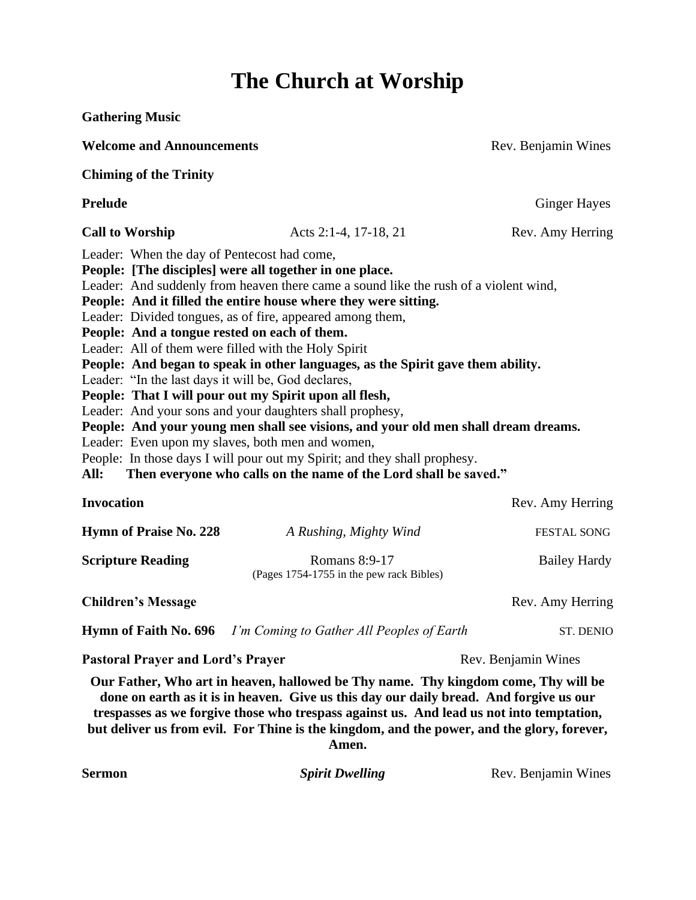# The Church at Worship

**Gathering Music**

**Welcome and Announcements** Rev. Benjamin Wines

**Chiming of the Trinity**

**Prelude** Ginger Hayes

**Call to Worship** Acts 2:1-4, 17-18, 21 Rev. Amy Herring

Leader: When the day of Pentecost had come,
**People: [The disciples] were all together in one place.**
Leader: And suddenly from heaven there came a sound like the rush of a violent wind,
**People: And it filled the entire house where they were sitting.**
Leader: Divided tongues, as of fire, appeared among them,
**People: And a tongue rested on each of them.**
Leader: All of them were filled with the Holy Spirit
**People: And began to speak in other languages, as the Spirit gave them ability.**
Leader: "In the last days it will be, God declares,
**People: That I will pour out my Spirit upon all flesh,**
Leader: And your sons and your daughters shall prophesy,
**People: And your young men shall see visions, and your old men shall dream dreams.**
Leader: Even upon my slaves, both men and women,
People: In those days I will pour out my Spirit; and they shall prophesy.
**All: Then everyone who calls on the name of the Lord shall be saved."**

**Invocation** Rev. Amy Herring

**Hymn of Praise No. 228** *A Rushing, Mighty Wind* FESTAL SONG

**Scripture Reading** Romans 8:9-17 (Pages 1754-1755 in the pew rack Bibles) Bailey Hardy

**Children's Message** Rev. Amy Herring

**Hymn of Faith No. 696** *I'm Coming to Gather All Peoples of Earth* ST. DENIO

**Pastoral Prayer and Lord's Prayer** Rev. Benjamin Wines

**Our Father, Who art in heaven, hallowed be Thy name. Thy kingdom come, Thy will be done on earth as it is in heaven. Give us this day our daily bread. And forgive us our trespasses as we forgive those who trespass against us. And lead us not into temptation, but deliver us from evil. For Thine is the kingdom, and the power, and the glory, forever, Amen.**

**Sermon** ***Spirit Dwelling*** Rev. Benjamin Wines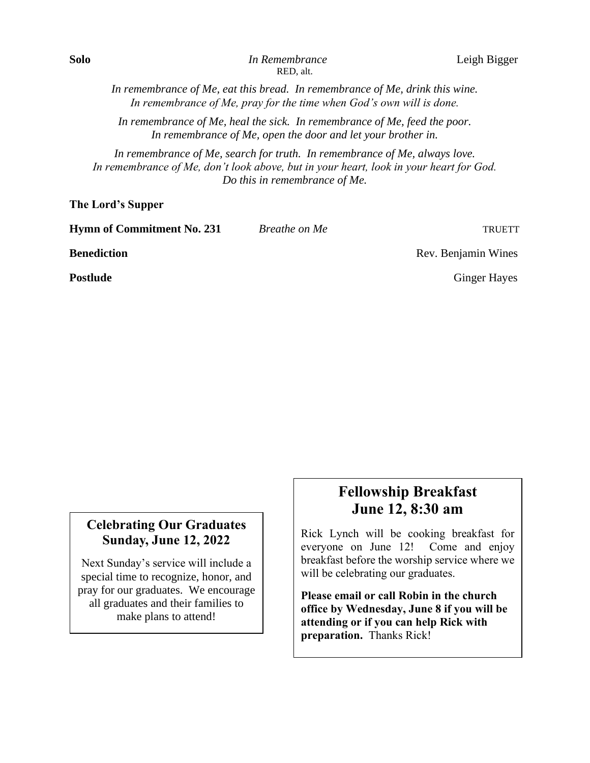**Solo** *In Remembrance* Leigh Bigger

RED, alt.

*In remembrance of Me, eat this bread. In remembrance of Me, drink this wine.*
*In remembrance of Me, pray for the time when God's own will is done.*

*In remembrance of Me, heal the sick. In remembrance of Me, feed the poor.*
*In remembrance of Me, open the door and let your brother in.*

*In remembrance of Me, search for truth. In remembrance of Me, always love.*
*In remembrance of Me, don't look above, but in your heart, look in your heart for God.*
*Do this in remembrance of Me.*

**The Lord's Supper**

**Hymn of Commitment No. 231** *Breathe on Me* TRUETT

**Benediction** Rev. Benjamin Wines

**Postlude** Ginger Hayes

## Celebrating Our Graduates Sunday, June 12, 2022

Next Sunday's service will include a special time to recognize, honor, and pray for our graduates. We encourage all graduates and their families to make plans to attend!

## Fellowship Breakfast June 12, 8:30 am

Rick Lynch will be cooking breakfast for everyone on June 12! Come and enjoy breakfast before the worship service where we will be celebrating our graduates.

**Please email or call Robin in the church office by Wednesday, June 8 if you will be attending or if you can help Rick with preparation.** Thanks Rick!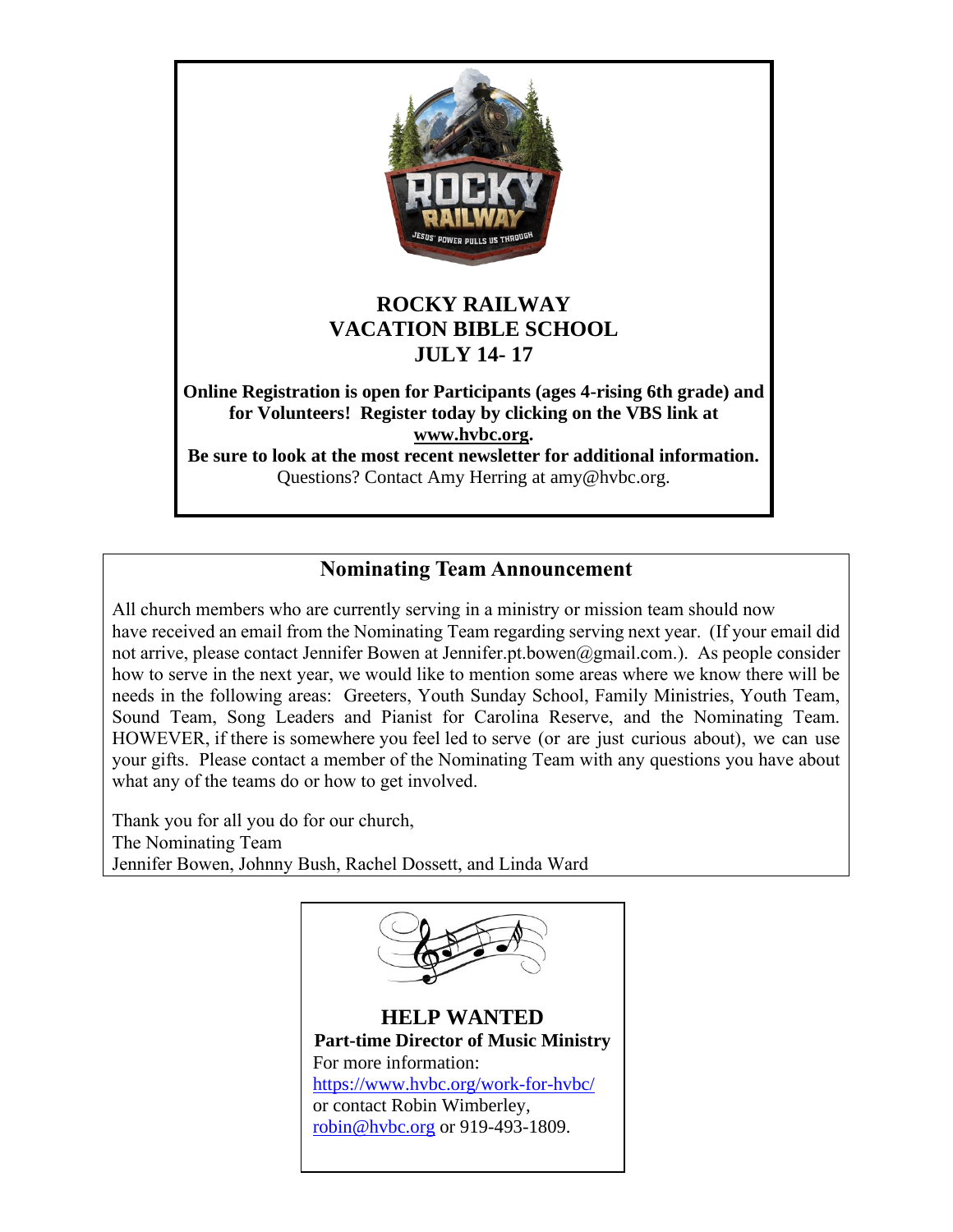## ROCKY RAILWAY
## VACATION BIBLE SCHOOL
## JULY 14- 17

**Online Registration is open for Participants (ages 4-rising 6th grade) and for Volunteers! Register today by clicking on the VBS link at www.hvbc.org.**

**Be sure to look at the most recent newsletter for additional information.**

Questions? Contact Amy Herring at amy@hvbc.org.

## Nominating Team Announcement

All church members who are currently serving in a ministry or mission team should now have received an email from the Nominating Team regarding serving next year. (If your email did not arrive, please contact Jennifer Bowen at Jennifer.pt.bowen@gmail.com.). As people consider how to serve in the next year, we would like to mention some areas where we know there will be needs in the following areas: Greeters, Youth Sunday School, Family Ministries, Youth Team, Sound Team, Song Leaders and Pianist for Carolina Reserve, and the Nominating Team. HOWEVER, if there is somewhere you feel led to serve (or are just curious about), we can use your gifts. Please contact a member of the Nominating Team with any questions you have about what any of the teams do or how to get involved.

Thank you for all you do for our church,
The Nominating Team
Jennifer Bowen, Johnny Bush, Rachel Dossett, and Linda Ward

## HELP WANTED

**Part-time Director of Music Ministry**

For more information:
https://www.hvbc.org/work-for-hvbc/
or contact Robin Wimberley,
robin@hvbc.org or 919-493-1809.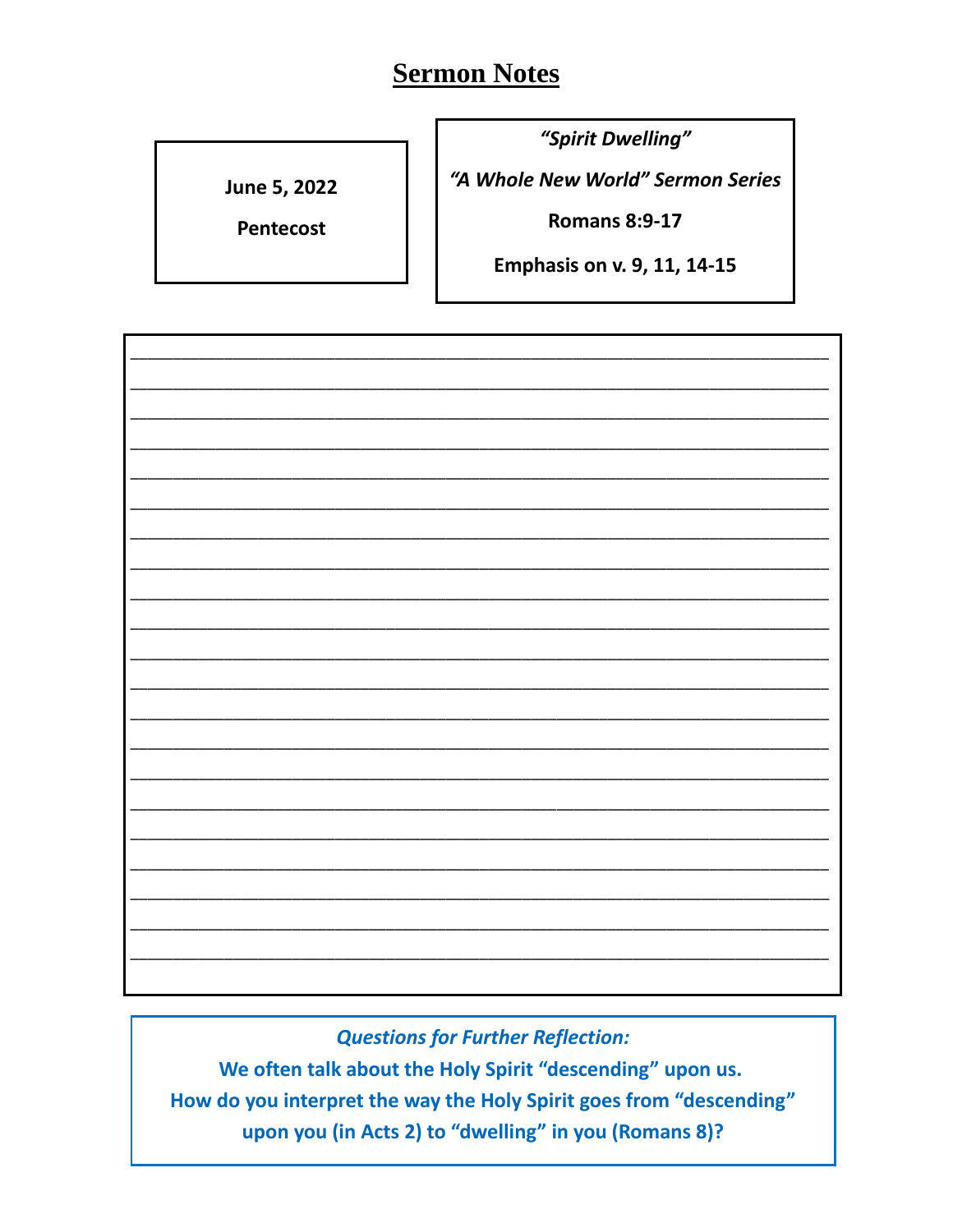# Sermon Notes

**June 5, 2022**

**Pentecost**

***"Spirit Dwelling"***

***"A Whole New World" Sermon Series***

**Romans 8:9-17**

**Emphasis on v. 9, 11, 14-15**

________________________________________________________________________
________________________________________________________________________
________________________________________________________________________
________________________________________________________________________
________________________________________________________________________
________________________________________________________________________
________________________________________________________________________
________________________________________________________________________
________________________________________________________________________
________________________________________________________________________
________________________________________________________________________
________________________________________________________________________
________________________________________________________________________
________________________________________________________________________
________________________________________________________________________
________________________________________________________________________
________________________________________________________________________
________________________________________________________________________
________________________________________________________________________
________________________________________________________________________

***Questions for Further Reflection:***

**We often talk about the Holy Spirit "descending" upon us.**
**How do you interpret the way the Holy Spirit goes from "descending" upon you (in Acts 2) to "dwelling" in you (Romans 8)?**